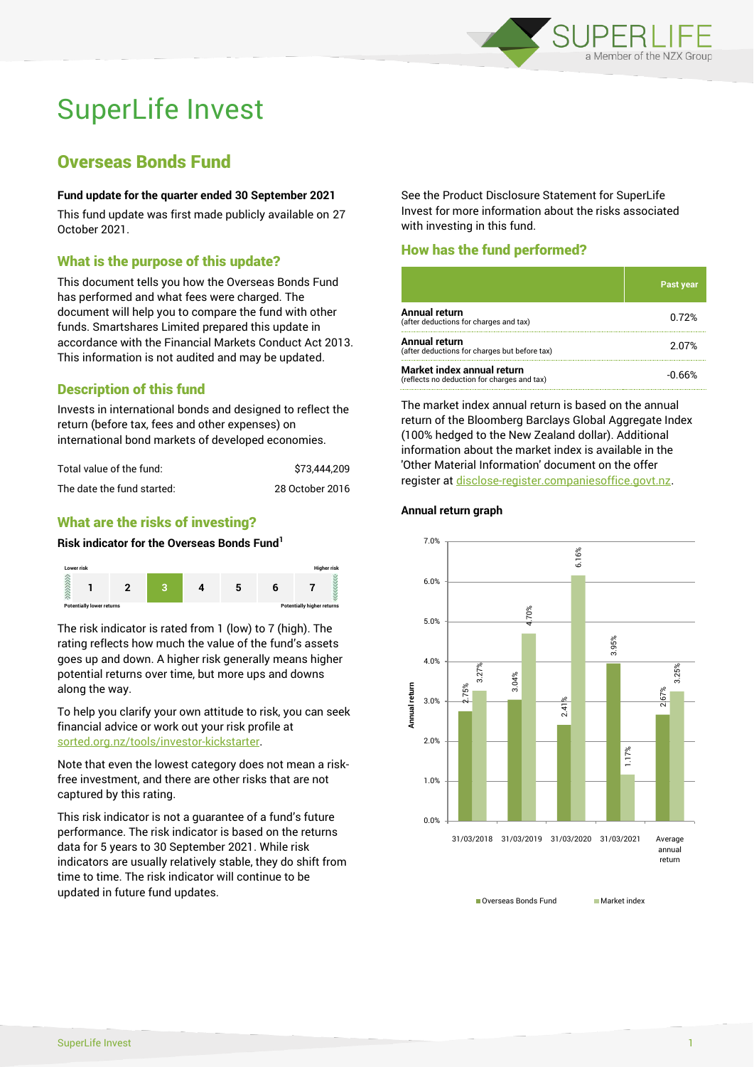# SuperLife Invest

## Overseas Bonds Fund

**Fund update for the quarter ended 30 September 2021**

This fund update was first made publicly available on 27 October 2021.

### What is the purpose of this update?

This document tells you how the Overseas Bonds Fund has performed and what fees were charged. The document will help you to compare the fund with other funds. Smartshares Limited prepared this update in accordance with the Financial Markets Conduct Act 2013. This information is not audited and may be updated.

### Description of this fund

Invests in international bonds and designed to reflect the return (before tax, fees and other expenses) on international bond markets of developed economies.

| | |
|---|---|
| Total value of the fund: | $73,444,209 |
| The date the fund started: | 28 October 2016 |

### What are the risks of investing?

**Risk indicator for the Overseas Bonds Fund[1]**

| Lower risk | | | | | | Higher risk |
|---|---|---|---|---|---|---|
| 1 | 2 | **3** | 4 | 5 | 6 | 7 |
| Potentially lower returns | | | | | | Potentially higher returns |

The risk indicator is rated from 1 (low) to 7 (high). The rating reflects how much the value of the fund's assets goes up and down. A higher risk generally means higher potential returns over time, but more ups and downs along the way.

To help you clarify your own attitude to risk, you can seek financial advice or work out your risk profile at sorted.org.nz/tools/investor-kickstarter.

Note that even the lowest category does not mean a risk-free investment, and there are other risks that are not captured by this rating.

This risk indicator is not a guarantee of a fund's future performance. The risk indicator is based on the returns data for 5 years to 30 September 2021. While risk indicators are usually relatively stable, they do shift from time to time. The risk indicator will continue to be updated in future fund updates.

See the Product Disclosure Statement for SuperLife Invest for more information about the risks associated with investing in this fund.

### How has the fund performed?

| | Past year |
|---|---|
| **Annual return** (after deductions for charges and tax) | 0.72% |
| **Annual return** (after deductions for charges but before tax) | 2.07% |
| **Market index annual return** (reflects no deduction for charges and tax) | -0.66% |

The market index annual return is based on the annual return of the Bloomberg Barclays Global Aggregate Index (100% hedged to the New Zealand dollar). Additional information about the market index is available in the 'Other Material Information' document on the offer register at disclose-register.companiesoffice.govt.nz.

**Annual return graph**

| | Overseas Bonds Fund | Market index |
|---|---|---|
| 31/03/2018 | 2.75% | 3.27% |
| 31/03/2019 | 3.04% | 4.70% |
| 31/03/2020 | 2.41% | 6.16% |
| 31/03/2021 | 3.95% | 1.17% |
| Average annual return | 2.67% | 3.25% |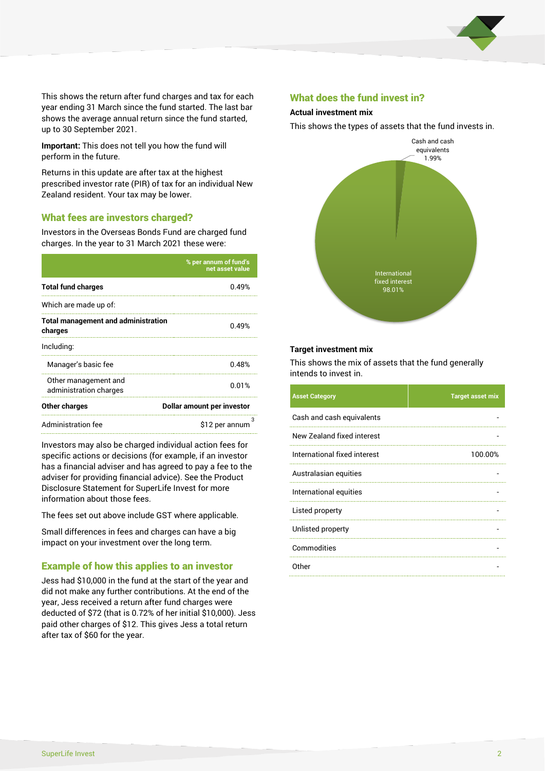This shows the return after fund charges and tax for each year ending 31 March since the fund started. The last bar shows the average annual return since the fund started, up to 30 September 2021.

**Important:** This does not tell you how the fund will perform in the future.

Returns in this update are after tax at the highest prescribed investor rate (PIR) of tax for an individual New Zealand resident. Your tax may be lower.

## What fees are investors charged?

Investors in the Overseas Bonds Fund are charged fund charges. In the year to 31 March 2021 these were:

| | % per annum of fund's net asset value |
|---|---|
| **Total fund charges** | 0.49% |
| Which are made up of: | |
| **Total management and administration charges** | 0.49% |
| Including: | |
| Manager's basic fee | 0.48% |
| Other management and administration charges | 0.01% |
| **Other charges** | **Dollar amount per investor** |
| Administration fee | $12 per annum [3] |

Investors may also be charged individual action fees for specific actions or decisions (for example, if an investor has a financial adviser and has agreed to pay a fee to the adviser for providing financial advice). See the Product Disclosure Statement for SuperLife Invest for more information about those fees.

The fees set out above include GST where applicable.

Small differences in fees and charges can have a big impact on your investment over the long term.

## Example of how this applies to an investor

Jess had $10,000 in the fund at the start of the year and did not make any further contributions. At the end of the year, Jess received a return after fund charges were deducted of $72 (that is 0.72% of her initial $10,000). Jess paid other charges of $12. This gives Jess a total return after tax of $60 for the year.

## What does the fund invest in?

### Actual investment mix

This shows the types of assets that the fund invests in.

Cash and cash equivalents 1.99%

International fixed interest 98.01%

### Target investment mix

This shows the mix of assets that the fund generally intends to invest in.

| Asset Category | Target asset mix |
|---|---|
| Cash and cash equivalents | - |
| New Zealand fixed interest | - |
| International fixed interest | 100.00% |
| Australasian equities | - |
| International equities | - |
| Listed property | - |
| Unlisted property | - |
| Commodities | - |
| Other | - |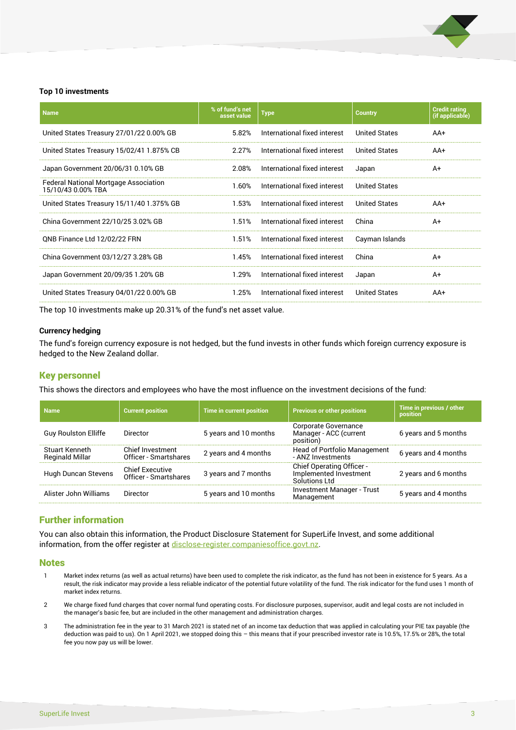### Top 10 investments

| Name | % of fund's net asset value | Type | Country | Credit rating (if applicable) |
|---|---|---|---|---|
| United States Treasury 27/01/22 0.00% GB | 5.82% | International fixed interest | United States | AA+ |
| United States Treasury 15/02/41 1.875% CB | 2.27% | International fixed interest | United States | AA+ |
| Japan Government 20/06/31 0.10% GB | 2.08% | International fixed interest | Japan | A+ |
| Federal National Mortgage Association 15/10/43 0.00% TBA | 1.60% | International fixed interest | United States | |
| United States Treasury 15/11/40 1.375% GB | 1.53% | International fixed interest | United States | AA+ |
| China Government 22/10/25 3.02% GB | 1.51% | International fixed interest | China | A+ |
| QNB Finance Ltd 12/02/22 FRN | 1.51% | International fixed interest | Cayman Islands | |
| China Government 03/12/27 3.28% GB | 1.45% | International fixed interest | China | A+ |
| Japan Government 20/09/35 1.20% GB | 1.29% | International fixed interest | Japan | A+ |
| United States Treasury 04/01/22 0.00% GB | 1.25% | International fixed interest | United States | AA+ |

The top 10 investments make up 20.31% of the fund's net asset value.

### Currency hedging

The fund's foreign currency exposure is not hedged, but the fund invests in other funds which foreign currency exposure is hedged to the New Zealand dollar.

## Key personnel

This shows the directors and employees who have the most influence on the investment decisions of the fund:

| Name | Current position | Time in current position | Previous or other positions | Time in previous / other position |
|---|---|---|---|---|
| Guy Roulston Elliffe | Director | 5 years and 10 months | Corporate Governance Manager - ACC (current position) | 6 years and 5 months |
| Stuart Kenneth Reginald Millar | Chief Investment Officer - Smartshares | 2 years and 4 months | Head of Portfolio Management - ANZ Investments | 6 years and 4 months |
| Hugh Duncan Stevens | Chief Executive Officer - Smartshares | 3 years and 7 months | Chief Operating Officer - Implemented Investment Solutions Ltd | 2 years and 6 months |
| Alister John Williams | Director | 5 years and 10 months | Investment Manager - Trust Management | 5 years and 4 months |

## Further information

You can also obtain this information, the Product Disclosure Statement for SuperLife Invest, and some additional information, from the offer register at disclose-register.companiesoffice.govt.nz.

## Notes

1. Market index returns (as well as actual returns) have been used to complete the risk indicator, as the fund has not been in existence for 5 years. As a result, the risk indicator may provide a less reliable indicator of the potential future volatility of the fund. The risk indicator for the fund uses 1 month of market index returns.
2. We charge fixed fund charges that cover normal fund operating costs. For disclosure purposes, supervisor, audit and legal costs are not included in the manager's basic fee, but are included in the other management and administration charges.
3. The administration fee in the year to 31 March 2021 is stated net of an income tax deduction that was applied in calculating your PIE tax payable (the deduction was paid to us). On 1 April 2021, we stopped doing this – this means that if your prescribed investor rate is 10.5%, 17.5% or 28%, the total fee you now pay us will be lower.